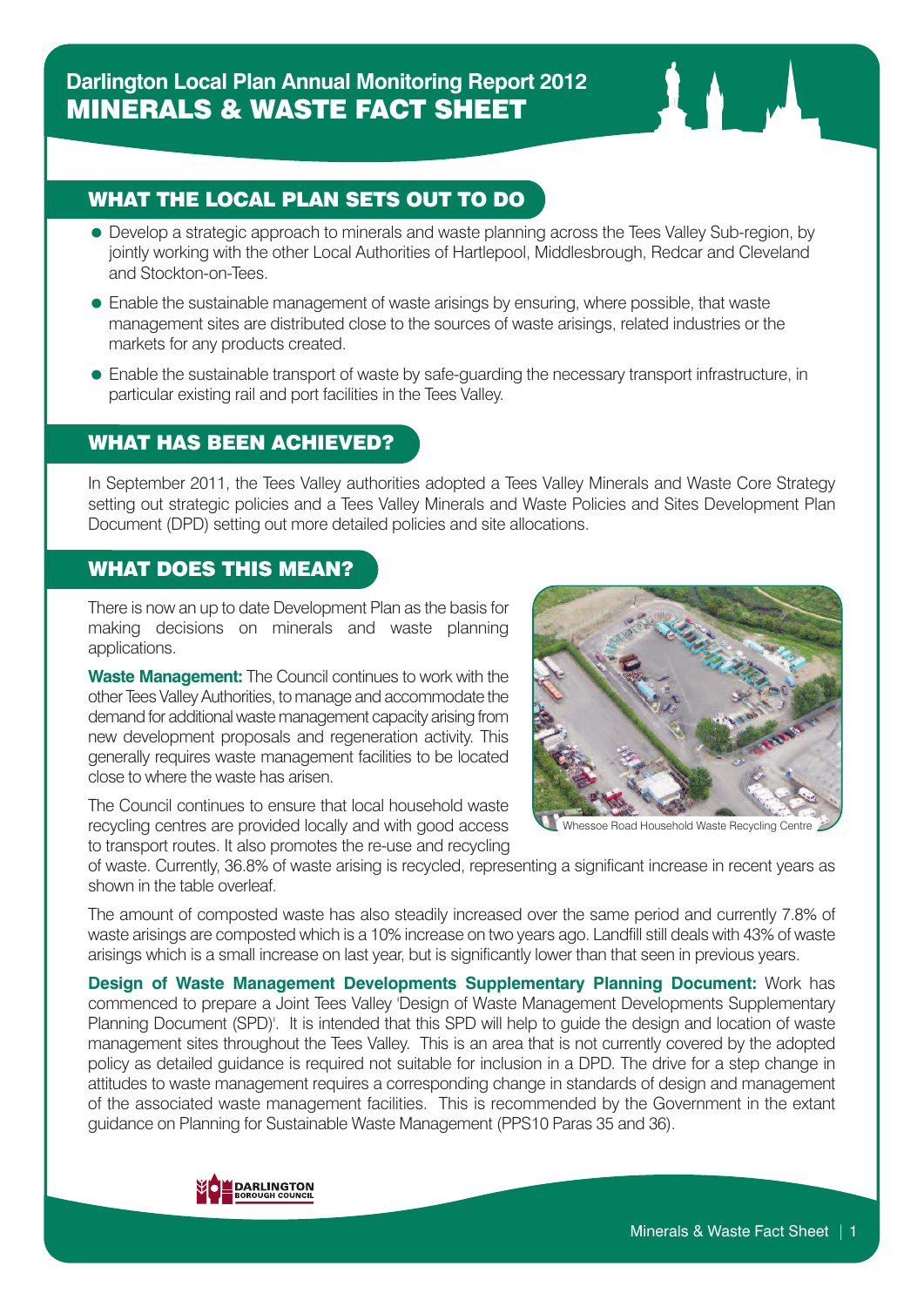# Darlington Local Plan Annual Monitoring Report 2012
# MINERALS & WASTE FACT SHEET

## WHAT THE LOCAL PLAN SETS OUT TO DO

- Develop a strategic approach to minerals and waste planning across the Tees Valley Sub-region, by jointly working with the other Local Authorities of Hartlepool, Middlesbrough, Redcar and Cleveland and Stockton-on-Tees.
- Enable the sustainable management of waste arisings by ensuring, where possible, that waste management sites are distributed close to the sources of waste arisings, related industries or the markets for any products created.
- Enable the sustainable transport of waste by safe-guarding the necessary transport infrastructure, in particular existing rail and port facilities in the Tees Valley.

## WHAT HAS BEEN ACHIEVED?

In September 2011, the Tees Valley authorities adopted a Tees Valley Minerals and Waste Core Strategy setting out strategic policies and a Tees Valley Minerals and Waste Policies and Sites Development Plan Document (DPD) setting out more detailed policies and site allocations.

## WHAT DOES THIS MEAN?

There is now an up to date Development Plan as the basis for making decisions on minerals and waste planning applications.

**Waste Management:** The Council continues to work with the other Tees Valley Authorities, to manage and accommodate the demand for additional waste management capacity arising from new development proposals and regeneration activity. This generally requires waste management facilities to be located close to where the waste has arisen.

The Council continues to ensure that local household waste recycling centres are provided locally and with good access to transport routes. It also promotes the re-use and recycling of waste. Currently, 36.8% of waste arising is recycled, representing a significant increase in recent years as shown in the table overleaf.

Whessoe Road Household Waste Recycling Centre

The amount of composted waste has also steadily increased over the same period and currently 7.8% of waste arisings are composted which is a 10% increase on two years ago. Landfill still deals with 43% of waste arisings which is a small increase on last year, but is significantly lower than that seen in previous years.

**Design of Waste Management Developments Supplementary Planning Document:** Work has commenced to prepare a Joint Tees Valley 'Design of Waste Management Developments Supplementary Planning Document (SPD)'. It is intended that this SPD will help to guide the design and location of waste management sites throughout the Tees Valley. This is an area that is not currently covered by the adopted policy as detailed guidance is required not suitable for inclusion in a DPD. The drive for a step change in attitudes to waste management requires a corresponding change in standards of design and management of the associated waste management facilities. This is recommended by the Government in the extant guidance on Planning for Sustainable Waste Management (PPS10 Paras 35 and 36).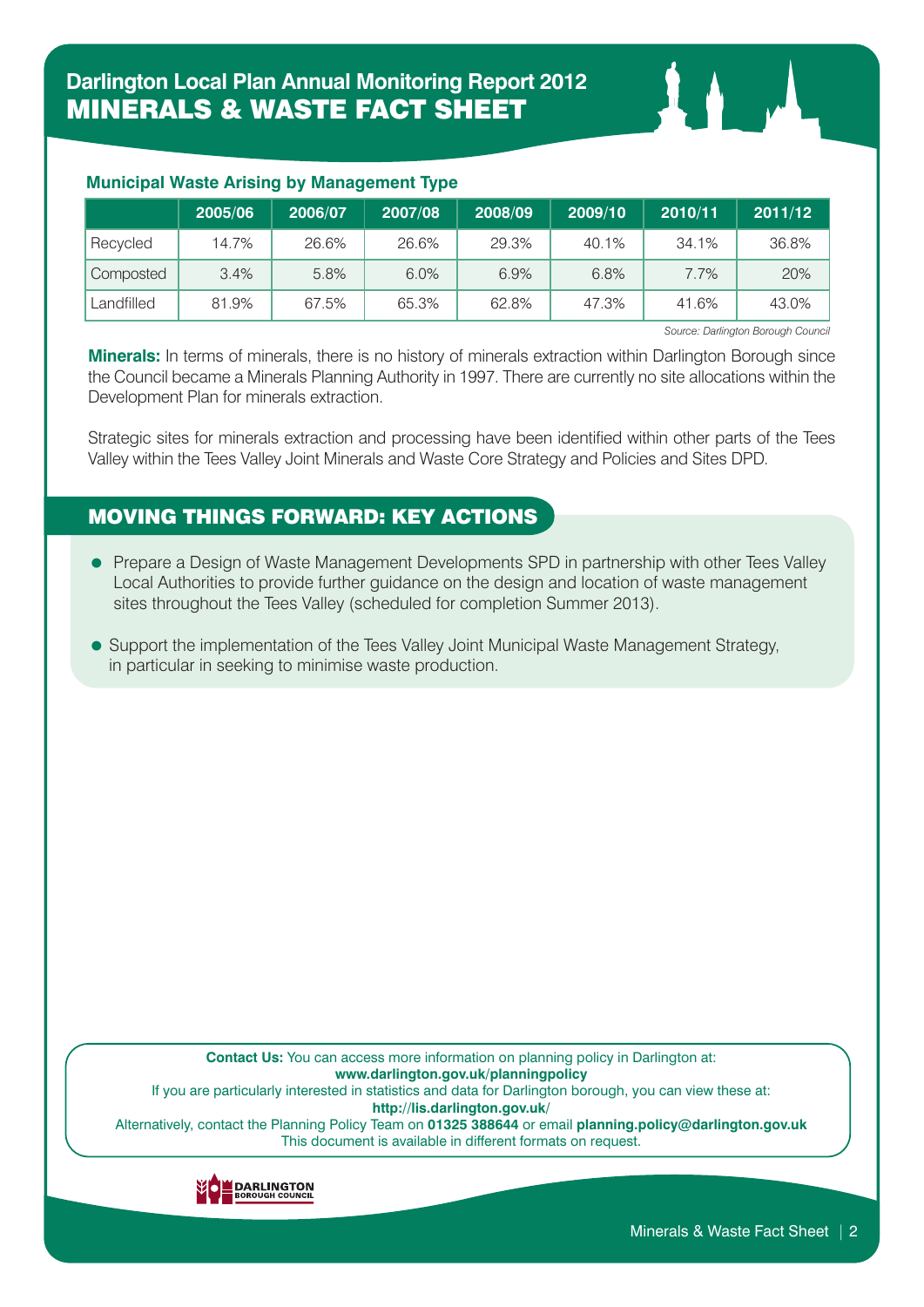# Darlington Local Plan Annual Monitoring Report 2012
# MINERALS & WASTE FACT SHEET

### Municipal Waste Arising by Management Type

| | 2005/06 | 2006/07 | 2007/08 | 2008/09 | 2009/10 | 2010/11 | 2011/12 |
|---|---|---|---|---|---|---|---|
| Recycled | 14.7% | 26.6% | 26.6% | 29.3% | 40.1% | 34.1% | 36.8% |
| Composted | 3.4% | 5.8% | 6.0% | 6.9% | 6.8% | 7.7% | 20% |
| Landfilled | 81.9% | 67.5% | 65.3% | 62.8% | 47.3% | 41.6% | 43.0% |

*Source: Darlington Borough Council*

**Minerals:** In terms of minerals, there is no history of minerals extraction within Darlington Borough since the Council became a Minerals Planning Authority in 1997. There are currently no site allocations within the Development Plan for minerals extraction.

Strategic sites for minerals extraction and processing have been identified within other parts of the Tees Valley within the Tees Valley Joint Minerals and Waste Core Strategy and Policies and Sites DPD.

## MOVING THINGS FORWARD: KEY ACTIONS

- Prepare a Design of Waste Management Developments SPD in partnership with other Tees Valley Local Authorities to provide further guidance on the design and location of waste management sites throughout the Tees Valley (scheduled for completion Summer 2013).
- Support the implementation of the Tees Valley Joint Municipal Waste Management Strategy, in particular in seeking to minimise waste production.

**Contact Us:** You can access more information on planning policy in Darlington at:
**www.darlington.gov.uk/planningpolicy**
If you are particularly interested in statistics and data for Darlington borough, you can view these at:
**http://lis.darlington.gov.uk/**
Alternatively, contact the Planning Policy Team on **01325 388644** or email **planning.policy@darlington.gov.uk**
This document is available in different formats on request.

DARLINGTON BOROUGH COUNCIL